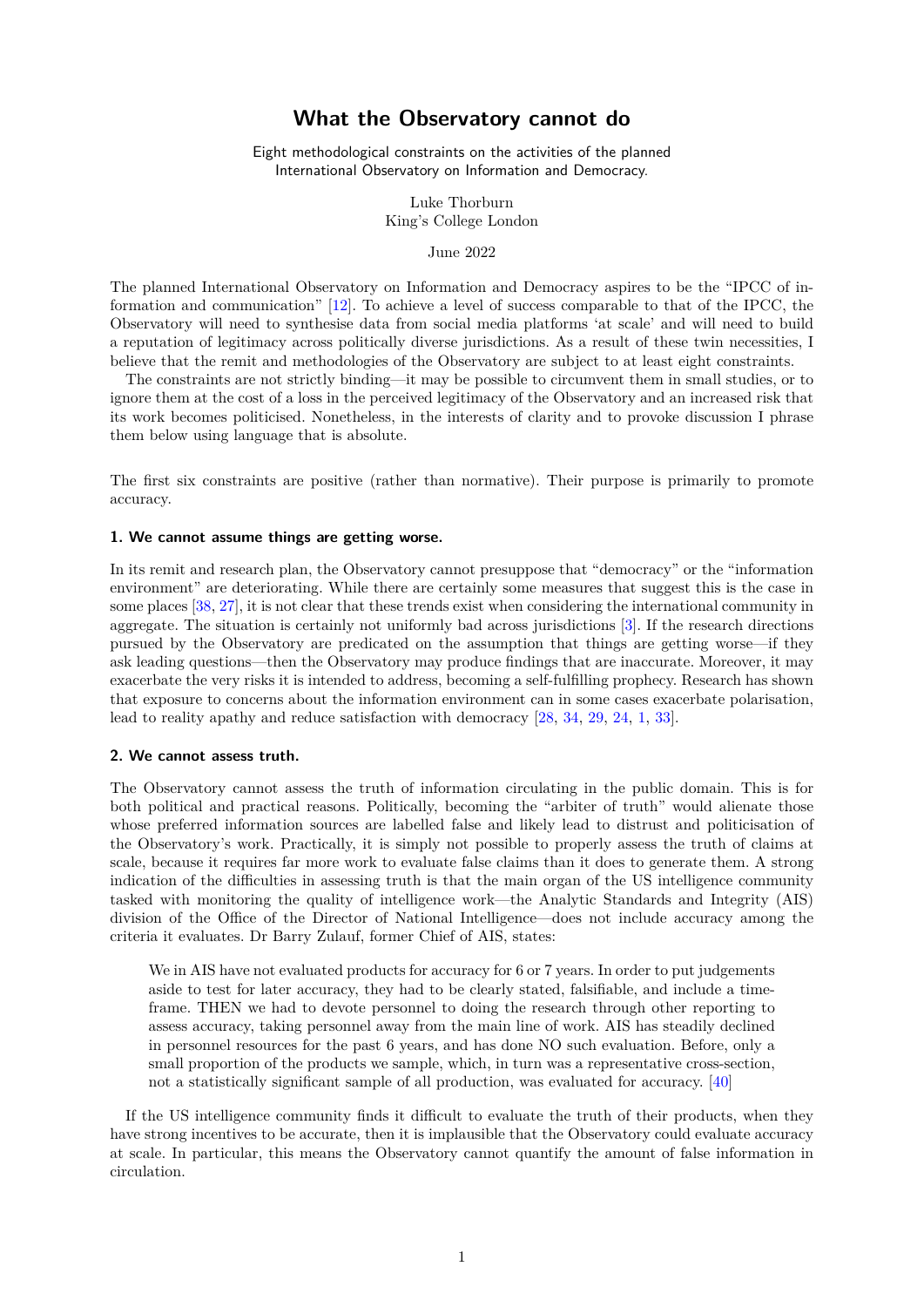# What the Observatory cannot do

Eight methodological constraints on the activities of the planned International Observatory on Information and Democracy.

Luke Thorburn
King's College London

June 2022

The planned International Observatory on Information and Democracy aspires to be the "IPCC of information and communication" [12]. To achieve a level of success comparable to that of the IPCC, the Observatory will need to synthesise data from social media platforms 'at scale' and will need to build a reputation of legitimacy across politically diverse jurisdictions. As a result of these twin necessities, I believe that the remit and methodologies of the Observatory are subject to at least eight constraints.

The constraints are not strictly binding—it may be possible to circumvent them in small studies, or to ignore them at the cost of a loss in the perceived legitimacy of the Observatory and an increased risk that its work becomes politicised. Nonetheless, in the interests of clarity and to provoke discussion I phrase them below using language that is absolute.

The first six constraints are positive (rather than normative). Their purpose is primarily to promote accuracy.

### 1. We cannot assume things are getting worse.

In its remit and research plan, the Observatory cannot presuppose that "democracy" or the "information environment" are deteriorating. While there are certainly some measures that suggest this is the case in some places [38, 27], it is not clear that these trends exist when considering the international community in aggregate. The situation is certainly not uniformly bad across jurisdictions [3]. If the research directions pursued by the Observatory are predicated on the assumption that things are getting worse—if they ask leading questions—then the Observatory may produce findings that are inaccurate. Moreover, it may exacerbate the very risks it is intended to address, becoming a self-fulfilling prophecy. Research has shown that exposure to concerns about the information environment can in some cases exacerbate polarisation, lead to reality apathy and reduce satisfaction with democracy [28, 34, 29, 24, 1, 33].

### 2. We cannot assess truth.

The Observatory cannot assess the truth of information circulating in the public domain. This is for both political and practical reasons. Politically, becoming the "arbiter of truth" would alienate those whose preferred information sources are labelled false and likely lead to distrust and politicisation of the Observatory's work. Practically, it is simply not possible to properly assess the truth of claims at scale, because it requires far more work to evaluate false claims than it does to generate them. A strong indication of the difficulties in assessing truth is that the main organ of the US intelligence community tasked with monitoring the quality of intelligence work—the Analytic Standards and Integrity (AIS) division of the Office of the Director of National Intelligence—does not include accuracy among the criteria it evaluates. Dr Barry Zulauf, former Chief of AIS, states:

> We in AIS have not evaluated products for accuracy for 6 or 7 years. In order to put judgements aside to test for later accuracy, they had to be clearly stated, falsifiable, and include a time-frame. THEN we had to devote personnel to doing the research through other reporting to assess accuracy, taking personnel away from the main line of work. AIS has steadily declined in personnel resources for the past 6 years, and has done NO such evaluation. Before, only a small proportion of the products we sample, which, in turn was a representative cross-section, not a statistically significant sample of all production, was evaluated for accuracy. [40]

If the US intelligence community finds it difficult to evaluate the truth of their products, when they have strong incentives to be accurate, then it is implausible that the Observatory could evaluate accuracy at scale. In particular, this means the Observatory cannot quantify the amount of false information in circulation.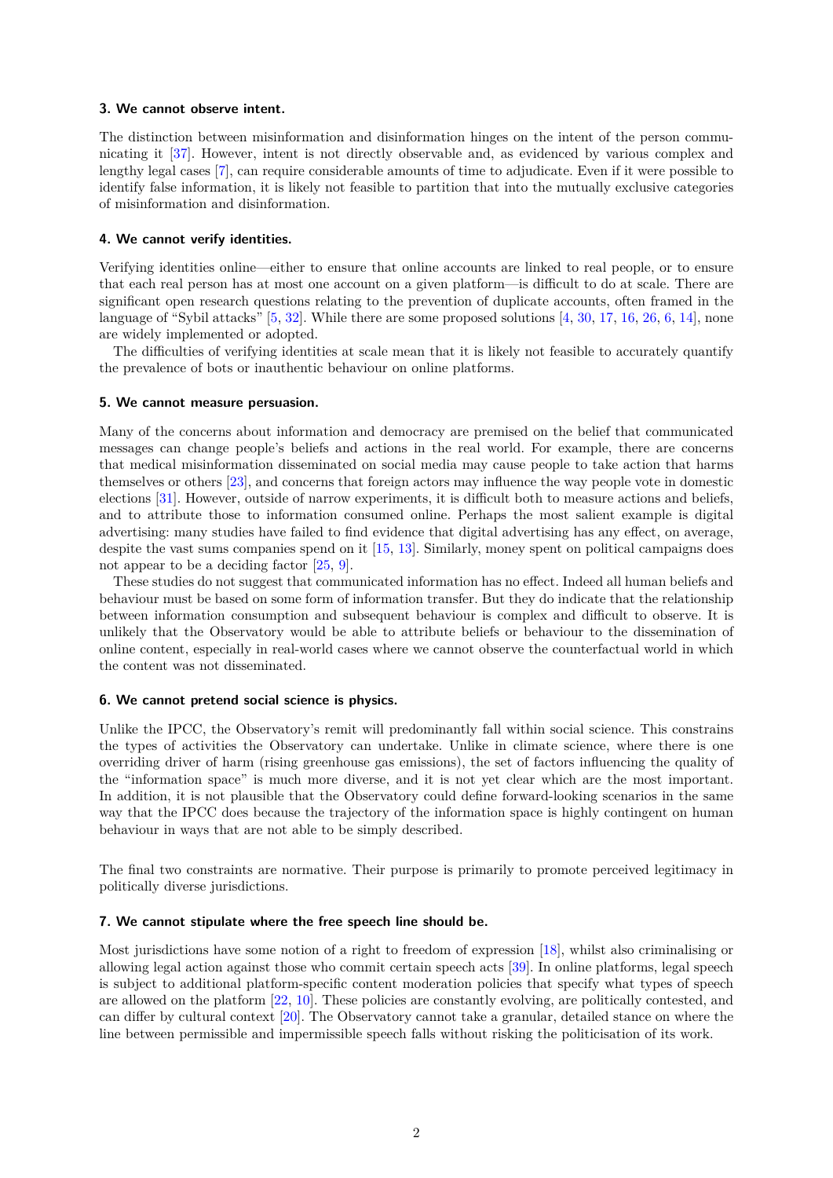### 3. We cannot observe intent.

The distinction between misinformation and disinformation hinges on the intent of the person communicating it [37]. However, intent is not directly observable and, as evidenced by various complex and lengthy legal cases [7], can require considerable amounts of time to adjudicate. Even if it were possible to identify false information, it is likely not feasible to partition that into the mutually exclusive categories of misinformation and disinformation.

### 4. We cannot verify identities.

Verifying identities online—either to ensure that online accounts are linked to real people, or to ensure that each real person has at most one account on a given platform—is difficult to do at scale. There are significant open research questions relating to the prevention of duplicate accounts, often framed in the language of "Sybil attacks" [5, 32]. While there are some proposed solutions [4, 30, 17, 16, 26, 6, 14], none are widely implemented or adopted.

The difficulties of verifying identities at scale mean that it is likely not feasible to accurately quantify the prevalence of bots or inauthentic behaviour on online platforms.

### 5. We cannot measure persuasion.

Many of the concerns about information and democracy are premised on the belief that communicated messages can change people's beliefs and actions in the real world. For example, there are concerns that medical misinformation disseminated on social media may cause people to take action that harms themselves or others [23], and concerns that foreign actors may influence the way people vote in domestic elections [31]. However, outside of narrow experiments, it is difficult both to measure actions and beliefs, and to attribute those to information consumed online. Perhaps the most salient example is digital advertising: many studies have failed to find evidence that digital advertising has any effect, on average, despite the vast sums companies spend on it [15, 13]. Similarly, money spent on political campaigns does not appear to be a deciding factor [25, 9].

These studies do not suggest that communicated information has no effect. Indeed all human beliefs and behaviour must be based on some form of information transfer. But they do indicate that the relationship between information consumption and subsequent behaviour is complex and difficult to observe. It is unlikely that the Observatory would be able to attribute beliefs or behaviour to the dissemination of online content, especially in real-world cases where we cannot observe the counterfactual world in which the content was not disseminated.

### 6. We cannot pretend social science is physics.

Unlike the IPCC, the Observatory's remit will predominantly fall within social science. This constrains the types of activities the Observatory can undertake. Unlike in climate science, where there is one overriding driver of harm (rising greenhouse gas emissions), the set of factors influencing the quality of the "information space" is much more diverse, and it is not yet clear which are the most important. In addition, it is not plausible that the Observatory could define forward-looking scenarios in the same way that the IPCC does because the trajectory of the information space is highly contingent on human behaviour in ways that are not able to be simply described.

The final two constraints are normative. Their purpose is primarily to promote perceived legitimacy in politically diverse jurisdictions.

### 7. We cannot stipulate where the free speech line should be.

Most jurisdictions have some notion of a right to freedom of expression [18], whilst also criminalising or allowing legal action against those who commit certain speech acts [39]. In online platforms, legal speech is subject to additional platform-specific content moderation policies that specify what types of speech are allowed on the platform [22, 10]. These policies are constantly evolving, are politically contested, and can differ by cultural context [20]. The Observatory cannot take a granular, detailed stance on where the line between permissible and impermissible speech falls without risking the politicisation of its work.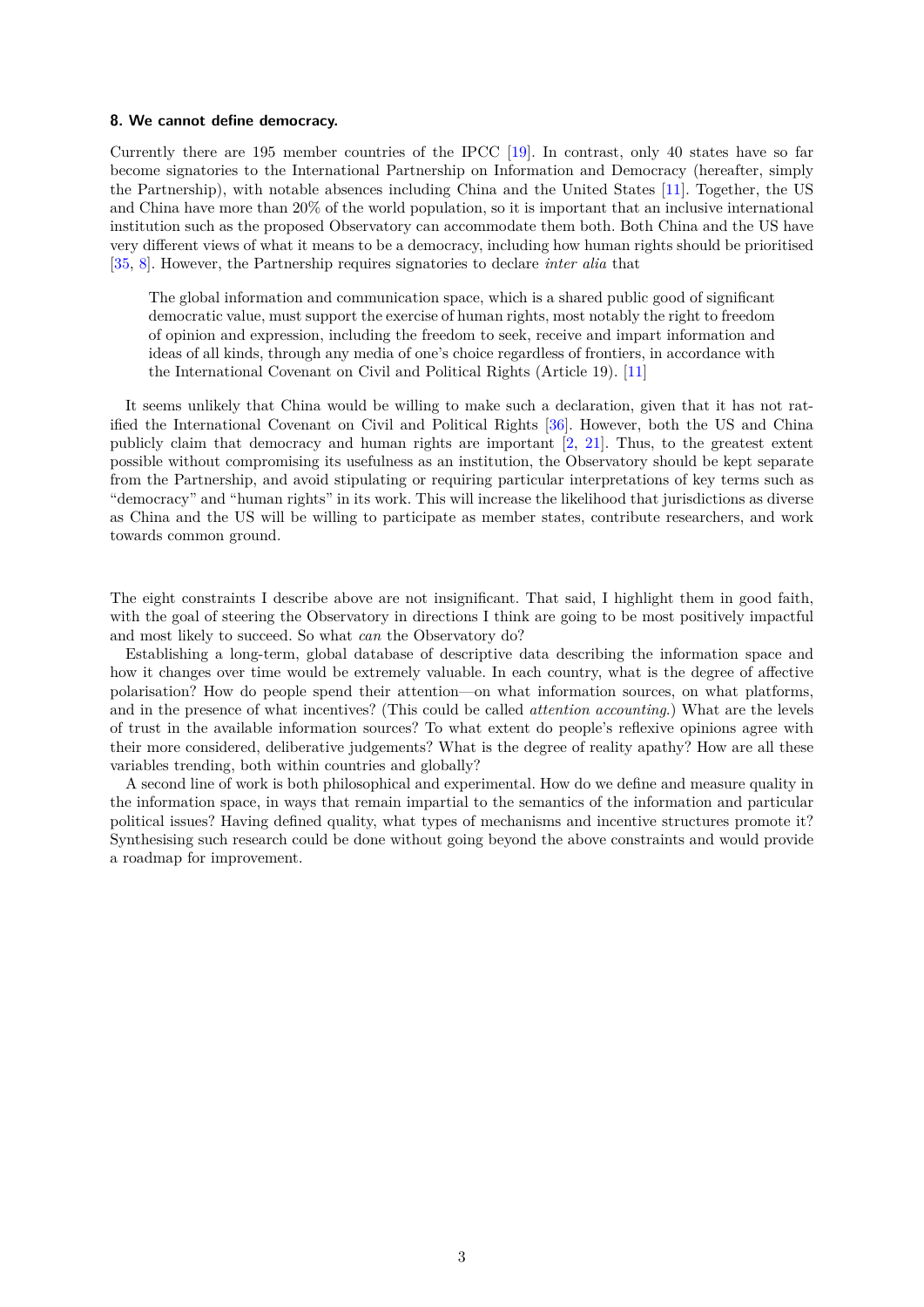#### 8. We cannot define democracy.

Currently there are 195 member countries of the IPCC [19]. In contrast, only 40 states have so far become signatories to the International Partnership on Information and Democracy (hereafter, simply the Partnership), with notable absences including China and the United States [11]. Together, the US and China have more than 20% of the world population, so it is important that an inclusive international institution such as the proposed Observatory can accommodate them both. Both China and the US have very different views of what it means to be a democracy, including how human rights should be prioritised [35, 8]. However, the Partnership requires signatories to declare *inter alia* that

> The global information and communication space, which is a shared public good of significant democratic value, must support the exercise of human rights, most notably the right to freedom of opinion and expression, including the freedom to seek, receive and impart information and ideas of all kinds, through any media of one's choice regardless of frontiers, in accordance with the International Covenant on Civil and Political Rights (Article 19). [11]

It seems unlikely that China would be willing to make such a declaration, given that it has not ratified the International Covenant on Civil and Political Rights [36]. However, both the US and China publicly claim that democracy and human rights are important [2, 21]. Thus, to the greatest extent possible without compromising its usefulness as an institution, the Observatory should be kept separate from the Partnership, and avoid stipulating or requiring particular interpretations of key terms such as "democracy" and "human rights" in its work. This will increase the likelihood that jurisdictions as diverse as China and the US will be willing to participate as member states, contribute researchers, and work towards common ground.

The eight constraints I describe above are not insignificant. That said, I highlight them in good faith, with the goal of steering the Observatory in directions I think are going to be most positively impactful and most likely to succeed. So what *can* the Observatory do?

Establishing a long-term, global database of descriptive data describing the information space and how it changes over time would be extremely valuable. In each country, what is the degree of affective polarisation? How do people spend their attention—on what information sources, on what platforms, and in the presence of what incentives? (This could be called *attention accounting*.) What are the levels of trust in the available information sources? To what extent do people's reflexive opinions agree with their more considered, deliberative judgements? What is the degree of reality apathy? How are all these variables trending, both within countries and globally?

A second line of work is both philosophical and experimental. How do we define and measure quality in the information space, in ways that remain impartial to the semantics of the information and particular political issues? Having defined quality, what types of mechanisms and incentive structures promote it? Synthesising such research could be done without going beyond the above constraints and would provide a roadmap for improvement.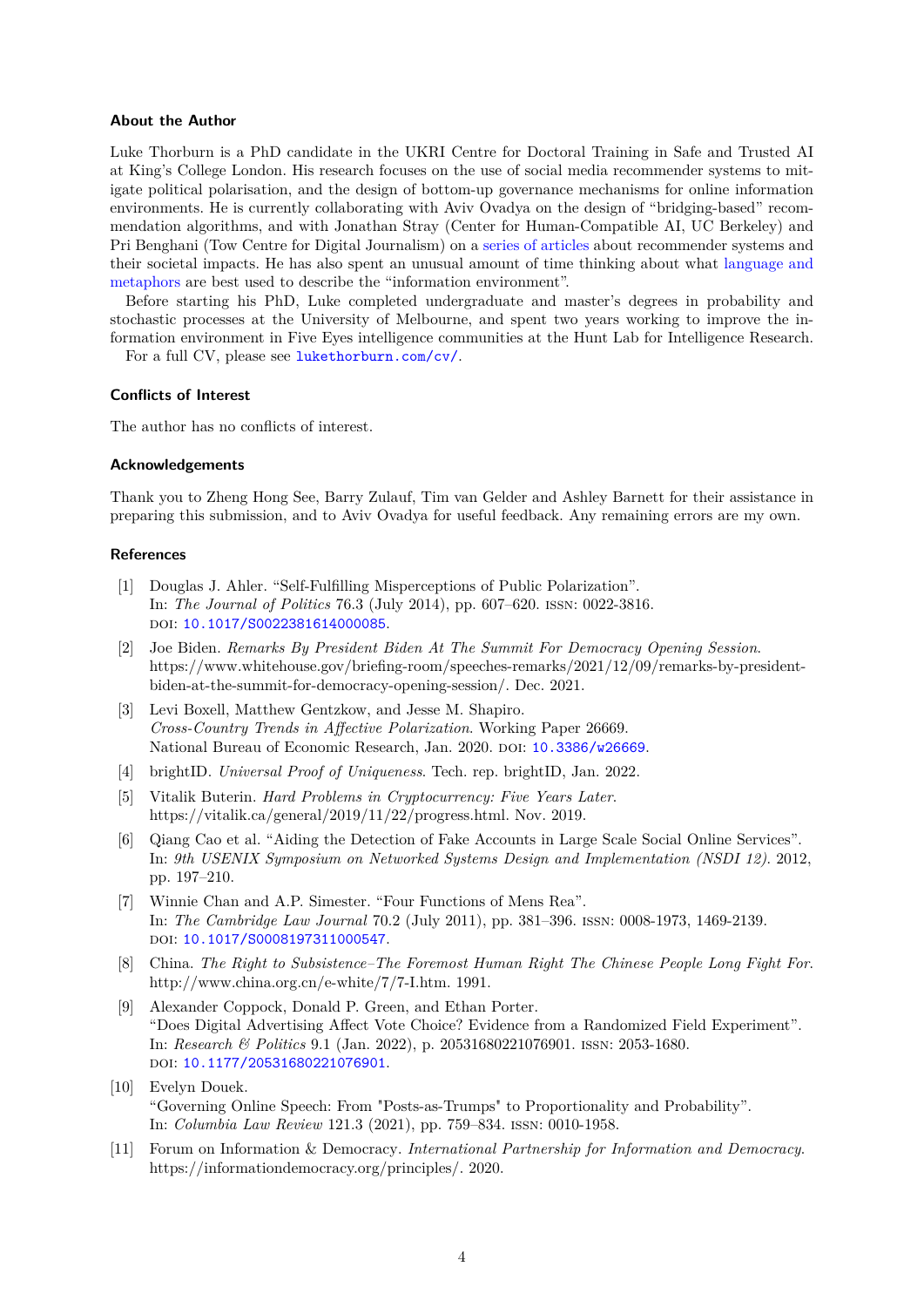### About the Author

Luke Thorburn is a PhD candidate in the UKRI Centre for Doctoral Training in Safe and Trusted AI at King's College London. His research focuses on the use of social media recommender systems to mitigate political polarisation, and the design of bottom-up governance mechanisms for online information environments. He is currently collaborating with Aviv Ovadya on the design of "bridging-based" recommendation algorithms, and with Jonathan Stray (Center for Human-Compatible AI, UC Berkeley) and Pri Benghani (Tow Centre for Digital Journalism) on a series of articles about recommender systems and their societal impacts. He has also spent an unusual amount of time thinking about what language and metaphors are best used to describe the "information environment".

Before starting his PhD, Luke completed undergraduate and master's degrees in probability and stochastic processes at the University of Melbourne, and spent two years working to improve the information environment in Five Eyes intelligence communities at the Hunt Lab for Intelligence Research.

For a full CV, please see lukethorburn.com/cv/.

### Conflicts of Interest

The author has no conflicts of interest.

### Acknowledgements

Thank you to Zheng Hong See, Barry Zulauf, Tim van Gelder and Ashley Barnett for their assistance in preparing this submission, and to Aviv Ovadya for useful feedback. Any remaining errors are my own.

### References

[1] Douglas J. Ahler. "Self-Fulfilling Misperceptions of Public Polarization". In: *The Journal of Politics* 76.3 (July 2014), pp. 607–620. ISSN: 0022-3816. DOI: 10.1017/S0022381614000085.

[2] Joe Biden. *Remarks By President Biden At The Summit For Democracy Opening Session*. https://www.whitehouse.gov/briefing-room/speeches-remarks/2021/12/09/remarks-by-president-biden-at-the-summit-for-democracy-opening-session/. Dec. 2021.

[3] Levi Boxell, Matthew Gentzkow, and Jesse M. Shapiro. *Cross-Country Trends in Affective Polarization*. Working Paper 26669. National Bureau of Economic Research, Jan. 2020. DOI: 10.3386/w26669.

[4] brightID. *Universal Proof of Uniqueness*. Tech. rep. brightID, Jan. 2022.

[5] Vitalik Buterin. *Hard Problems in Cryptocurrency: Five Years Later*. https://vitalik.ca/general/2019/11/22/progress.html. Nov. 2019.

[6] Qiang Cao et al. "Aiding the Detection of Fake Accounts in Large Scale Social Online Services". In: *9th USENIX Symposium on Networked Systems Design and Implementation (NSDI 12)*. 2012, pp. 197–210.

[7] Winnie Chan and A.P. Simester. "Four Functions of Mens Rea". In: *The Cambridge Law Journal* 70.2 (July 2011), pp. 381–396. ISSN: 0008-1973, 1469-2139. DOI: 10.1017/S0008197311000547.

[8] China. *The Right to Subsistence–The Foremost Human Right The Chinese People Long Fight For*. http://www.china.org.cn/e-white/7/7-I.htm. 1991.

[9] Alexander Coppock, Donald P. Green, and Ethan Porter. "Does Digital Advertising Affect Vote Choice? Evidence from a Randomized Field Experiment". In: *Research & Politics* 9.1 (Jan. 2022), p. 20531680221076901. ISSN: 2053-1680. DOI: 10.1177/20531680221076901.

[10] Evelyn Douek. "Governing Online Speech: From "Posts-as-Trumps" to Proportionality and Probability". In: *Columbia Law Review* 121.3 (2021), pp. 759–834. ISSN: 0010-1958.

[11] Forum on Information & Democracy. *International Partnership for Information and Democracy*. https://informationdemocracy.org/principles/. 2020.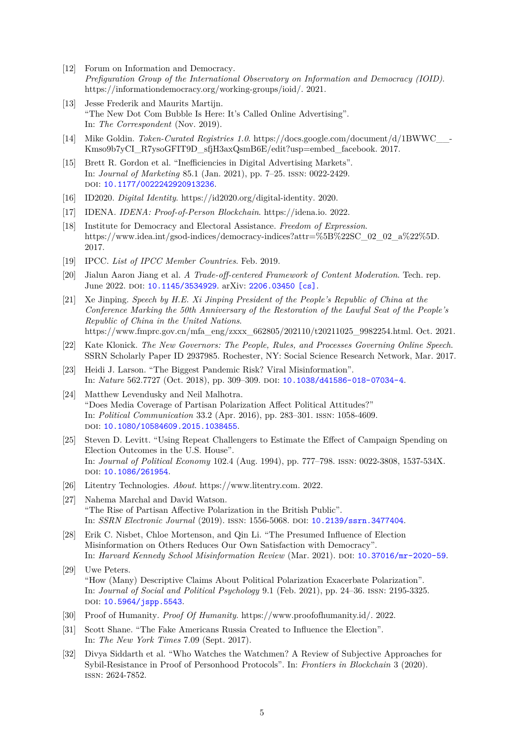[12] Forum on Information and Democracy. *Prefiguration Group of the International Observatory on Information and Democracy (IOID)*. https://informationdemocracy.org/working-groups/ioid/. 2021.

[13] Jesse Frederik and Maurits Martijn. "The New Dot Com Bubble Is Here: It's Called Online Advertising". In: *The Correspondent* (Nov. 2019).

[14] Mike Goldin. *Token-Curated Registries 1.0*. https://docs.google.com/document/d/1BWWC___-Kmso9b7yCI_R7ysoGFIT9D_sfjH3axQsmB6E/edit?usp=embed_facebook. 2017.

[15] Brett R. Gordon et al. "Inefficiencies in Digital Advertising Markets". In: *Journal of Marketing* 85.1 (Jan. 2021), pp. 7–25. ISSN: 0022-2429. DOI: 10.1177/0022242920913236.

[16] ID2020. *Digital Identity*. https://id2020.org/digital-identity. 2020.

[17] IDENA. *IDENA: Proof-of-Person Blockchain*. https://idena.io. 2022.

[18] Institute for Democracy and Electoral Assistance. *Freedom of Expression*. https://www.idea.int/gsod-indices/democracy-indices?attr=%5B%22SC_02_02_a%22%5D. 2017.

[19] IPCC. *List of IPCC Member Countries*. Feb. 2019.

[20] Jialun Aaron Jiang et al. *A Trade-off-centered Framework of Content Moderation*. Tech. rep. June 2022. DOI: 10.1145/3534929. arXiv: 2206.03450 [cs].

[21] Xe Jinping. *Speech by H.E. Xi Jinping President of the People's Republic of China at the Conference Marking the 50th Anniversary of the Restoration of the Lawful Seat of the People's Republic of China in the United Nations*. https://www.fmprc.gov.cn/mfa_eng/zxxx_662805/202110/t20211025_9982254.html. Oct. 2021.

[22] Kate Klonick. *The New Governors: The People, Rules, and Processes Governing Online Speech*. SSRN Scholarly Paper ID 2937985. Rochester, NY: Social Science Research Network, Mar. 2017.

[23] Heidi J. Larson. "The Biggest Pandemic Risk? Viral Misinformation". In: *Nature* 562.7727 (Oct. 2018), pp. 309–309. DOI: 10.1038/d41586-018-07034-4.

[24] Matthew Levendusky and Neil Malhotra. "Does Media Coverage of Partisan Polarization Affect Political Attitudes?" In: *Political Communication* 33.2 (Apr. 2016), pp. 283–301. ISSN: 1058-4609. DOI: 10.1080/10584609.2015.1038455.

[25] Steven D. Levitt. "Using Repeat Challengers to Estimate the Effect of Campaign Spending on Election Outcomes in the U.S. House". In: *Journal of Political Economy* 102.4 (Aug. 1994), pp. 777–798. ISSN: 0022-3808, 1537-534X. DOI: 10.1086/261954.

[26] Litentry Technologies. *About*. https://www.litentry.com. 2022.

[27] Nahema Marchal and David Watson. "The Rise of Partisan Affective Polarization in the British Public". In: *SSRN Electronic Journal* (2019). ISSN: 1556-5068. DOI: 10.2139/ssrn.3477404.

[28] Erik C. Nisbet, Chloe Mortenson, and Qin Li. "The Presumed Influence of Election Misinformation on Others Reduces Our Own Satisfaction with Democracy". In: *Harvard Kennedy School Misinformation Review* (Mar. 2021). DOI: 10.37016/mr-2020-59.

[29] Uwe Peters. "How (Many) Descriptive Claims About Political Polarization Exacerbate Polarization". In: *Journal of Social and Political Psychology* 9.1 (Feb. 2021), pp. 24–36. ISSN: 2195-3325. DOI: 10.5964/jspp.5543.

[30] Proof of Humanity. *Proof Of Humanity*. https://www.proofofhumanity.id/. 2022.

[31] Scott Shane. "The Fake Americans Russia Created to Influence the Election". In: *The New York Times* 7.09 (Sept. 2017).

[32] Divya Siddarth et al. "Who Watches the Watchmen? A Review of Subjective Approaches for Sybil-Resistance in Proof of Personhood Protocols". In: *Frontiers in Blockchain* 3 (2020). ISSN: 2624-7852.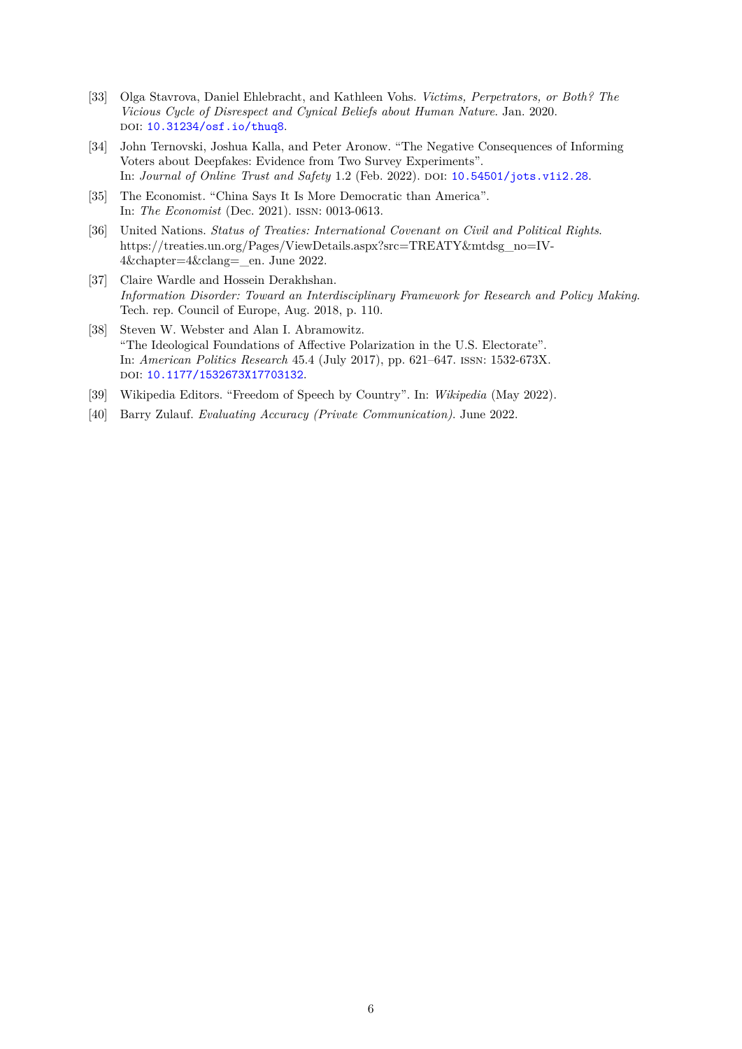[33] Olga Stavrova, Daniel Ehlebracht, and Kathleen Vohs. *Victims, Perpetrators, or Both? The Vicious Cycle of Disrespect and Cynical Beliefs about Human Nature.* Jan. 2020. DOI: 10.31234/osf.io/thuq8.

[34] John Ternovski, Joshua Kalla, and Peter Aronow. "The Negative Consequences of Informing Voters about Deepfakes: Evidence from Two Survey Experiments". In: *Journal of Online Trust and Safety* 1.2 (Feb. 2022). DOI: 10.54501/jots.v1i2.28.

[35] The Economist. "China Says It Is More Democratic than America". In: *The Economist* (Dec. 2021). ISSN: 0013-0613.

[36] United Nations. *Status of Treaties: International Covenant on Civil and Political Rights*. https://treaties.un.org/Pages/ViewDetails.aspx?src=TREATY&mtdsg_no=IV-4&chapter=4&clang=_en. June 2022.

[37] Claire Wardle and Hossein Derakhshan. *Information Disorder: Toward an Interdisciplinary Framework for Research and Policy Making*. Tech. rep. Council of Europe, Aug. 2018, p. 110.

[38] Steven W. Webster and Alan I. Abramowitz. "The Ideological Foundations of Affective Polarization in the U.S. Electorate". In: *American Politics Research* 45.4 (July 2017), pp. 621–647. ISSN: 1532-673X. DOI: 10.1177/1532673X17703132.

[39] Wikipedia Editors. "Freedom of Speech by Country". In: *Wikipedia* (May 2022).

[40] Barry Zulauf. *Evaluating Accuracy (Private Communication)*. June 2022.